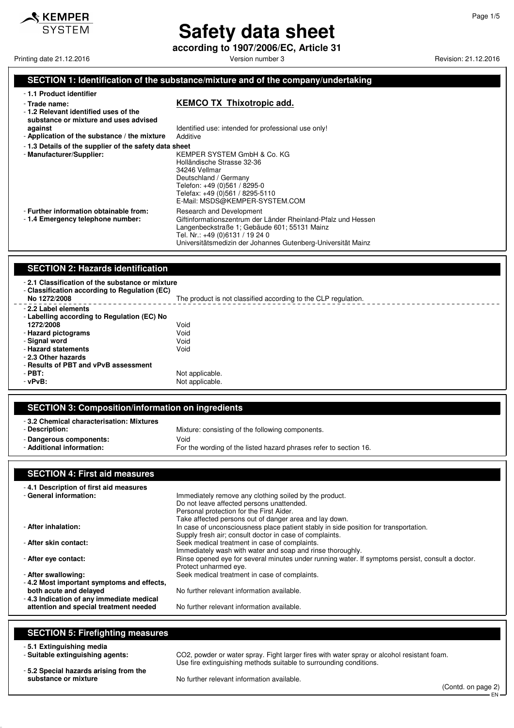# Safety data sheet

**according to 1907/2006/EC, Article 31**

Printing date 21.12.2016 Version number 3 Revision: 21.12.2016

## SECTION 1: Identification of the substance/mixture and of the company/undertaking

- **1.1 Product identifier**
- **Trade name:** **KEMCO TX Thixotropic add.**
- **1.2 Relevant identified uses of the substance or mixture and uses advised against** Identified use: intended for professional use only!
- **Application of the substance / the mixture** Additive
- **1.3 Details of the supplier of the safety data sheet**
- **Manufacturer/Supplier:**
  KEMPER SYSTEM GmbH & Co. KG
  Holländische Strasse 32-36
  34246 Vellmar
  Deutschland / Germany
  Telefon: +49 (0)561 / 8295-0
  Telefax: +49 (0)561 / 8295-5110
  E-Mail: MSDS@KEMPER-SYSTEM.COM
- **Further information obtainable from:** Research and Development
- **1.4 Emergency telephone number:**
  Giftinformationszentrum der Länder Rheinland-Pfalz und Hessen
  Langenbeckstraße 1; Gebäude 601; 55131 Mainz
  Tel. Nr.: +49 (0)6131 / 19 24 0
  Universitätsmedizin der Johannes Gutenberg-Universität Mainz

## SECTION 2: Hazards identification

- **2.1 Classification of the substance or mixture**
- **Classification according to Regulation (EC) No 1272/2008** The product is not classified according to the CLP regulation.
- **2.2 Label elements**
- **Labelling according to Regulation (EC) No 1272/2008** Void
- **Hazard pictograms** Void
- **Signal word** Void
- **Hazard statements** Void
- **2.3 Other hazards**
- **Results of PBT and vPvB assessment**
- **PBT:** Not applicable.
- **vPvB:** Not applicable.

## SECTION 3: Composition/information on ingredients

- **3.2 Chemical characterisation: Mixtures**
- **Description:** Mixture: consisting of the following components.
- **Dangerous components:** Void
- **Additional information:** For the wording of the listed hazard phrases refer to section 16.

## SECTION 4: First aid measures

- **4.1 Description of first aid measures**
- **General information:**
  Immediately remove any clothing soiled by the product.
  Do not leave affected persons unattended.
  Personal protection for the First Aider.
  Take affected persons out of danger area and lay down.
- **After inhalation:**
  In case of unconsciousness place patient stably in side position for transportation.
  Supply fresh air; consult doctor in case of complaints.
- **After skin contact:**
  Seek medical treatment in case of complaints.
  Immediately wash with water and soap and rinse thoroughly.
- **After eye contact:**
  Rinse opened eye for several minutes under running water. If symptoms persist, consult a doctor.
  Protect unharmed eye.
- **After swallowing:** Seek medical treatment in case of complaints.
- **4.2 Most important symptoms and effects, both acute and delayed** No further relevant information available.
- **4.3 Indication of any immediate medical attention and special treatment needed** No further relevant information available.

## SECTION 5: Firefighting measures

- **5.1 Extinguishing media**
- **Suitable extinguishing agents:**
  $CO_2$, powder or water spray. Fight larger fires with water spray or alcohol resistant foam.
  Use fire extinguishing methods suitable to surrounding conditions.
- **5.2 Special hazards arising from the substance or mixture** No further relevant information available.

(Contd. on page 2)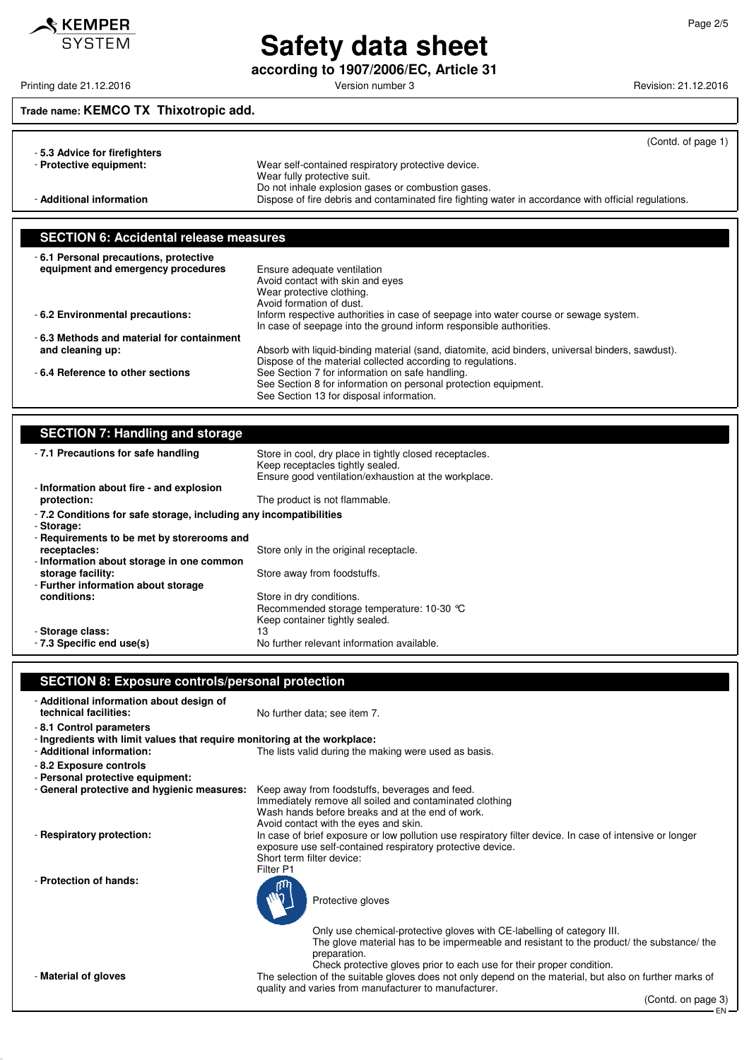**Trade name: KEMCO TX Thixotropic add.**

(Contd. of page 1)

- **5.3 Advice for firefighters**
- **Protective equipment:** Wear self-contained respiratory protective device.
  Wear fully protective suit.
  Do not inhale explosion gases or combustion gases.
- **Additional information** Dispose of fire debris and contaminated fire fighting water in accordance with official regulations.

## SECTION 6: Accidental release measures

- **6.1 Personal precautions, protective equipment and emergency procedures** Ensure adequate ventilation
  Avoid contact with skin and eyes
  Wear protective clothing.
  Avoid formation of dust.
- **6.2 Environmental precautions:** Inform respective authorities in case of seepage into water course or sewage system.
  In case of seepage into the ground inform responsible authorities.
- **6.3 Methods and material for containment and cleaning up:** Absorb with liquid-binding material (sand, diatomite, acid binders, universal binders, sawdust).
  Dispose of the material collected according to regulations.
- **6.4 Reference to other sections** See Section 7 for information on safe handling.
  See Section 8 for information on personal protection equipment.
  See Section 13 for disposal information.

## SECTION 7: Handling and storage

- **7.1 Precautions for safe handling** Store in cool, dry place in tightly closed receptacles.
  Keep receptacles tightly sealed.
  Ensure good ventilation/exhaustion at the workplace.
- **Information about fire - and explosion protection:** The product is not flammable.
- **7.2 Conditions for safe storage, including any incompatibilities**
- **Storage:**
- **Requirements to be met by storerooms and receptacles:** Store only in the original receptacle.
- **Information about storage in one common storage facility:** Store away from foodstuffs.
- **Further information about storage conditions:** Store in dry conditions.
  Recommended storage temperature: 10-30 °C
  Keep container tightly sealed.
- **Storage class:** 13
- **7.3 Specific end use(s)** No further relevant information available.

## SECTION 8: Exposure controls/personal protection

- **Additional information about design of technical facilities:** No further data; see item 7.
- **8.1 Control parameters**
- **Ingredients with limit values that require monitoring at the workplace:**
- **Additional information:** The lists valid during the making were used as basis.
- **8.2 Exposure controls**
- **Personal protective equipment:**
- **General protective and hygienic measures:** Keep away from foodstuffs, beverages and feed.
  Immediately remove all soiled and contaminated clothing
  Wash hands before breaks and at the end of work.
  Avoid contact with the eyes and skin.
- **Respiratory protection:** In case of brief exposure or low pollution use respiratory filter device. In case of intensive or longer exposure use self-contained respiratory protective device.
  Short term filter device:
  Filter P1
- **Protection of hands:**
  Protective gloves
  Only use chemical-protective gloves with CE-labelling of category III.
  The glove material has to be impermeable and resistant to the product/ the substance/ the preparation.
  Check protective gloves prior to each use for their proper condition.
- **Material of gloves** The selection of the suitable gloves does not only depend on the material, but also on further marks of quality and varies from manufacturer to manufacturer.

(Contd. on page 3)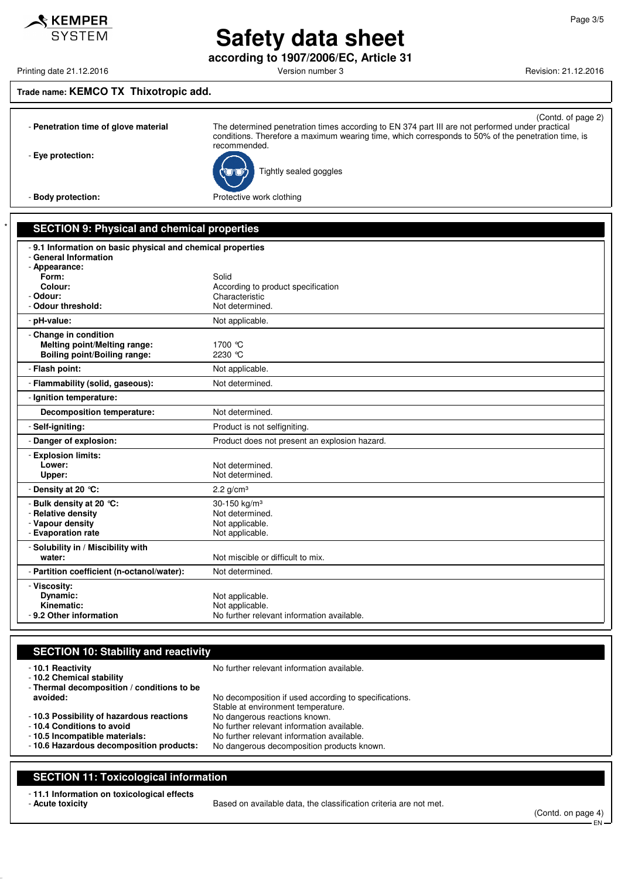**Trade name: KEMCO TX Thixotropic add.**

(Contd. of page 2)

- **Penetration time of glove material** The determined penetration times according to EN 374 part III are not performed under practical conditions. Therefore a maximum wearing time, which corresponds to 50% of the penetration time, is recommended.
- **Eye protection:** Tightly sealed goggles
- **Body protection:** Protective work clothing

## SECTION 9: Physical and chemical properties

| | |
|---|---|
| **- 9.1 Information on basic physical and chemical properties** | |
| **- General Information** | |
| **- Appearance:** | |
| **Form:** | Solid |
| **Colour:** | According to product specification |
| **- Odour:** | Characteristic |
| **- Odour threshold:** | Not determined. |
| **- pH-value:** | Not applicable. |
| **- Change in condition** | |
| **Melting point/Melting range:** | 1700 °C |
| **Boiling point/Boiling range:** | 2230 °C |
| **- Flash point:** | Not applicable. |
| **- Flammability (solid, gaseous):** | Not determined. |
| **- Ignition temperature:** | |
| **Decomposition temperature:** | Not determined. |
| **- Self-igniting:** | Product is not selfigniting. |
| **- Danger of explosion:** | Product does not present an explosion hazard. |
| **- Explosion limits:** | |
| **Lower:** | Not determined. |
| **Upper:** | Not determined. |
| **- Density at 20 °C:** | 2.2 g/cm³ |
| **- Bulk density at 20 °C:** | 30-150 kg/m³ |
| **- Relative density** | Not determined. |
| **- Vapour density** | Not applicable. |
| **- Evaporation rate** | Not applicable. |
| **- Solubility in / Miscibility with water:** | Not miscible or difficult to mix. |
| **- Partition coefficient (n-octanol/water):** | Not determined. |
| **- Viscosity:** | |
| **Dynamic:** | Not applicable. |
| **Kinematic:** | Not applicable. |
| **- 9.2 Other information** | No further relevant information available. |

## SECTION 10: Stability and reactivity

| | |
|---|---|
| **- 10.1 Reactivity** | No further relevant information available. |
| **- 10.2 Chemical stability** | |
| **- Thermal decomposition / conditions to be avoided:** | No decomposition if used according to specifications. Stable at environment temperature. |
| **- 10.3 Possibility of hazardous reactions** | No dangerous reactions known. |
| **- 10.4 Conditions to avoid** | No further relevant information available. |
| **- 10.5 Incompatible materials:** | No further relevant information available. |
| **- 10.6 Hazardous decomposition products:** | No dangerous decomposition products known. |

## SECTION 11: Toxicological information

- **11.1 Information on toxicological effects**
- **Acute toxicity** Based on available data, the classification criteria are not met.

(Contd. on page 4)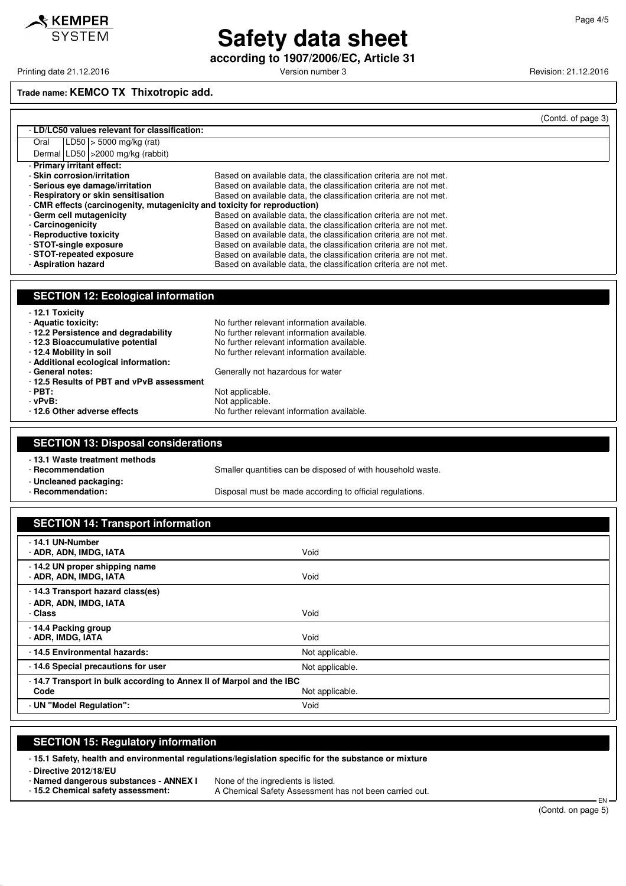**Trade name: KEMCO TX Thixotropic add.**

(Contd. of page 3)

- **LD/LC50 values relevant for classification:**

| | | |
|---|---|---|
| Oral | LD50 | > 5000 mg/kg (rat) |
| Dermal | LD50 | >2000 mg/kg (rabbit) |

- **Primary irritant effect:**
- **Skin corrosion/irritation** Based on available data, the classification criteria are not met.
- **Serious eye damage/irritation** Based on available data, the classification criteria are not met.
- **Respiratory or skin sensitisation** Based on available data, the classification criteria are not met.
- **CMR effects (carcinogenity, mutagenicity and toxicity for reproduction)**
- **Germ cell mutagenicity** Based on available data, the classification criteria are not met.
- **Carcinogenicity** Based on available data, the classification criteria are not met.
- **Reproductive toxicity** Based on available data, the classification criteria are not met.
- **STOT-single exposure** Based on available data, the classification criteria are not met.
- **STOT-repeated exposure** Based on available data, the classification criteria are not met.
- **Aspiration hazard** Based on available data, the classification criteria are not met.

## SECTION 12: Ecological information

- **12.1 Toxicity**
- **Aquatic toxicity:** No further relevant information available.
- **12.2 Persistence and degradability** No further relevant information available.
- **12.3 Bioaccumulative potential** No further relevant information available.
- **12.4 Mobility in soil** No further relevant information available.
- **Additional ecological information:**
- **General notes:** Generally not hazardous for water
- **12.5 Results of PBT and vPvB assessment**
- **PBT:** Not applicable.
- **vPvB:** Not applicable.
- **12.6 Other adverse effects** No further relevant information available.

## SECTION 13: Disposal considerations

- **13.1 Waste treatment methods**
- **Recommendation** Smaller quantities can be disposed of with household waste.
- **Uncleaned packaging:**
- **Recommendation:** Disposal must be made according to official regulations.

## SECTION 14: Transport information

| | |
|---|---|
| - **14.1 UN-Number**<br>- **ADR, ADN, IMDG, IATA** | Void |
| - **14.2 UN proper shipping name**<br>- **ADR, ADN, IMDG, IATA** | Void |
| - **14.3 Transport hazard class(es)**<br>- **ADR, ADN, IMDG, IATA**<br>- **Class** | Void |
| - **14.4 Packing group**<br>- **ADR, IMDG, IATA** | Void |
| - **14.5 Environmental hazards:** | Not applicable. |
| - **14.6 Special precautions for user** | Not applicable. |
| - **14.7 Transport in bulk according to Annex II of Marpol and the IBC Code** | Not applicable. |
| - **UN "Model Regulation":** | Void |

## SECTION 15: Regulatory information

- **15.1 Safety, health and environmental regulations/legislation specific for the substance or mixture**
- **Directive 2012/18/EU**
- **Named dangerous substances - ANNEX I** None of the ingredients is listed.
- **15.2 Chemical safety assessment:** A Chemical Safety Assessment has not been carried out.

(Contd. on page 5)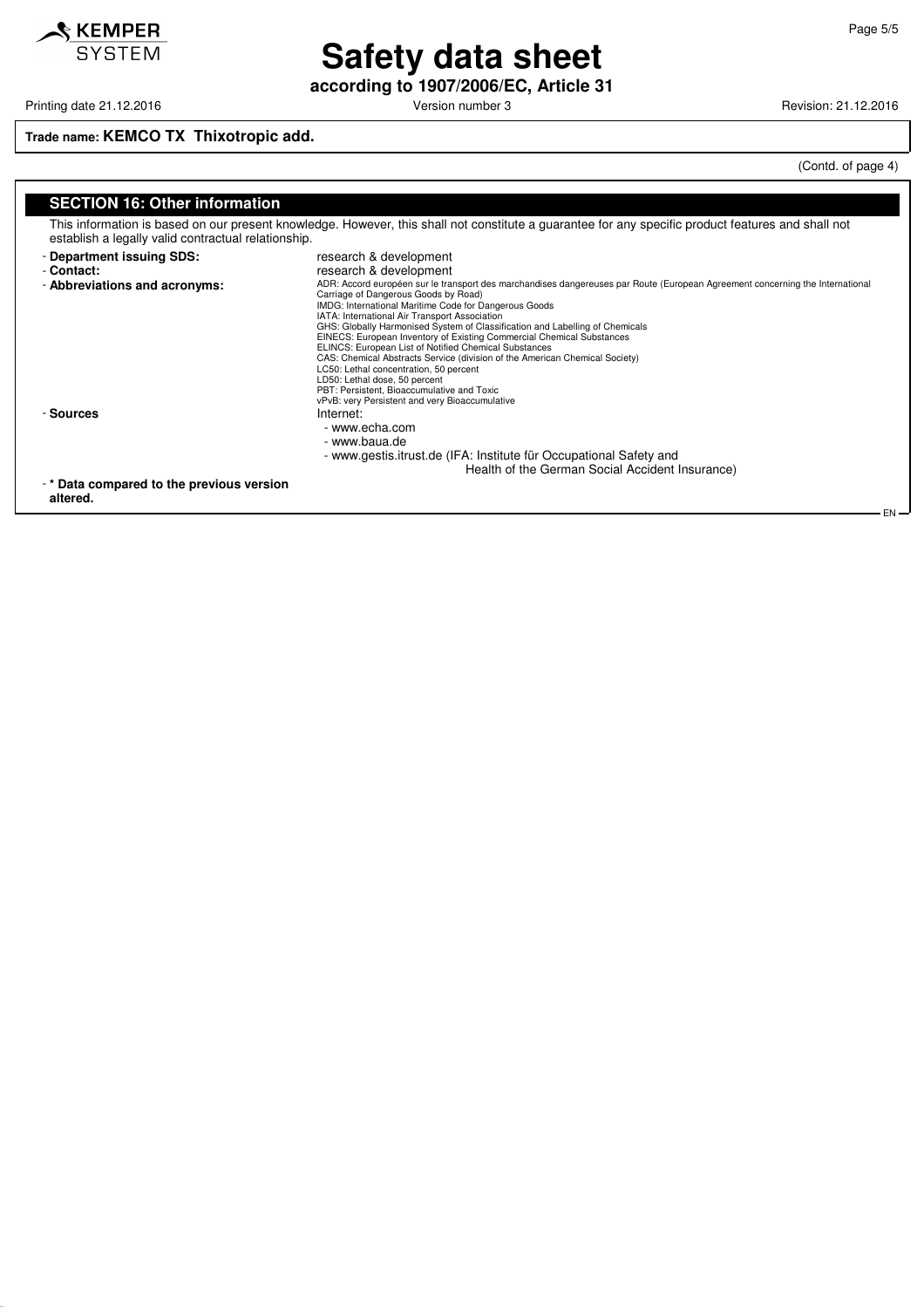**Trade name: KEMCO TX Thixotropic add.**

(Contd. of page 4)

## SECTION 16: Other information

This information is based on our present knowledge. However, this shall not constitute a guarantee for any specific product features and shall not establish a legally valid contractual relationship.

- **Department issuing SDS:** research & development
- **Contact:** research & development
- **Abbreviations and acronyms:**
  ADR: Accord européen sur le transport des marchandises dangereuses par Route (European Agreement concerning the International Carriage of Dangerous Goods by Road)
  IMDG: International Maritime Code for Dangerous Goods
  IATA: International Air Transport Association
  GHS: Globally Harmonised System of Classification and Labelling of Chemicals
  EINECS: European Inventory of Existing Commercial Chemical Substances
  ELINCS: European List of Notified Chemical Substances
  CAS: Chemical Abstracts Service (division of the American Chemical Society)
  LC50: Lethal concentration, 50 percent
  LD50: Lethal dose, 50 percent
  PBT: Persistent, Bioaccumulative and Toxic
  vPvB: very Persistent and very Bioaccumulative
- **Sources**
  Internet:
  - www.echa.com
  - www.baua.de
  - www.gestis.itrust.de (IFA: Institute für Occupational Safety and Health of the German Social Accident Insurance)
- *** Data compared to the previous version altered.**